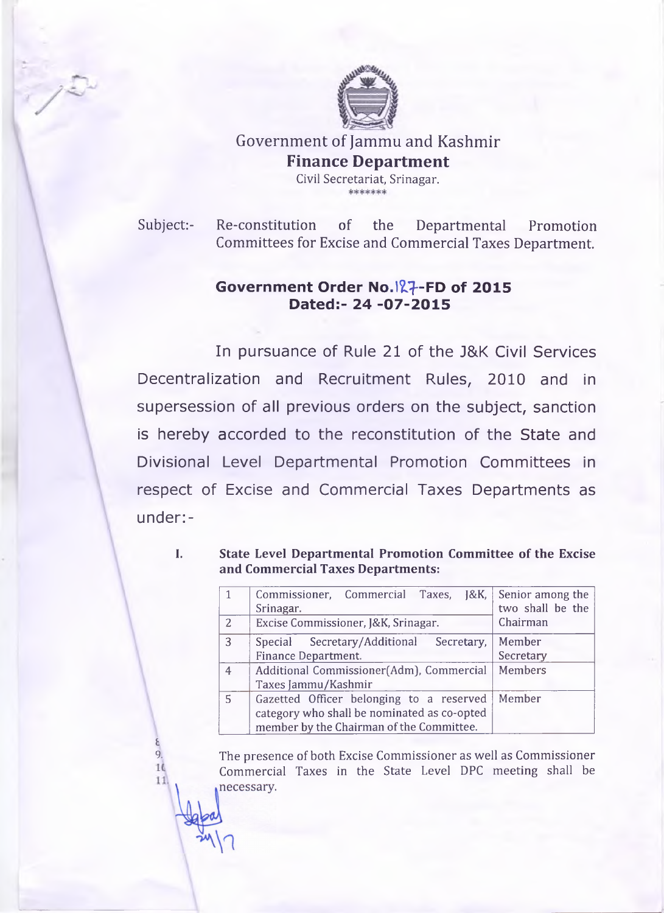# Government of Jammu and Kashmir

## Finance Department

Civil Secretariat, Srinagar.

\*\*\*\*\*\*\*

Subject:- Re-constitution of the Departmental Promotion Committees for Excise and Commercial Taxes Department.

**Government Order No.127-FD of 2015**
**Dated:- 24 -07-2015**

In pursuance of Rule 21 of the J&K Civil Services Decentralization and Recruitment Rules, 2010 and in supersession of all previous orders on the subject, sanction is hereby accorded to the reconstitution of the State and Divisional Level Departmental Promotion Committees in respect of Excise and Commercial Taxes Departments as under:-

I. **State Level Departmental Promotion Committee of the Excise and Commercial Taxes Departments:**

| | | |
|---|---|---|
| 1 | Commissioner, Commercial Taxes, J&K, Srinagar. | Senior among the two shall be the Chairman |
| 2 | Excise Commissioner, J&K, Srinagar. | |
| 3 | Special Secretary/Additional Secretary, Finance Department. | Member Secretary |
| 4 | Additional Commissioner(Adm), Commercial Taxes Jammu/Kashmir | Members |
| 5 | Gazetted Officer belonging to a reserved category who shall be nominated as co-opted member by the Chairman of the Committee. | Member |

The presence of both Excise Commissioner as well as Commissioner Commercial Taxes in the State Level DPC meeting shall be necessary.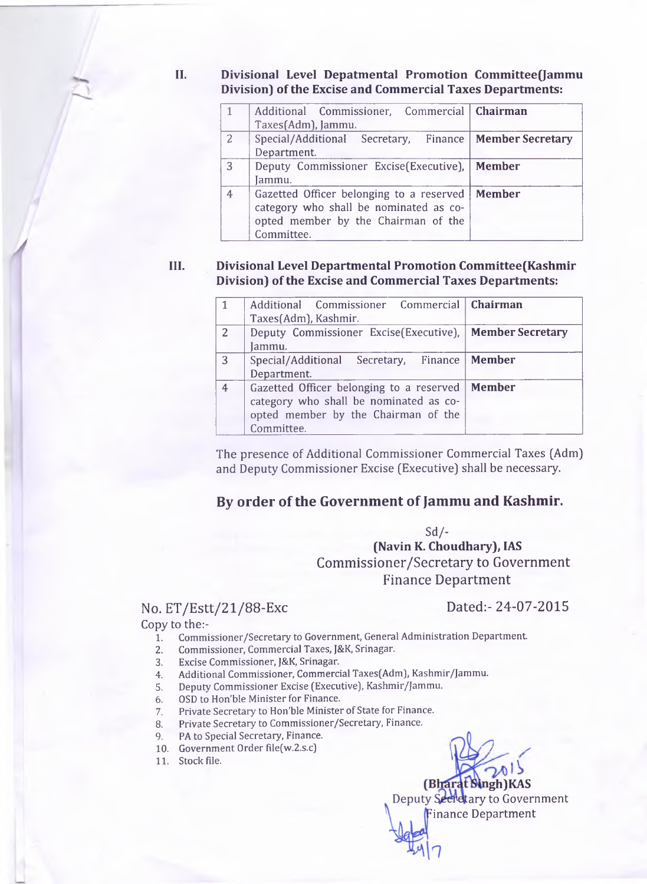## II. Divisional Level Depatmental Promotion Committee(Jammu Division) of the Excise and Commercial Taxes Departments:

| | | |
|---|---|---|
| 1 | Additional Commissioner, Commercial Taxes(Adm), Jammu. | **Chairman** |
| 2 | Special/Additional Secretary, Finance Department. | **Member Secretary** |
| 3 | Deputy Commissioner Excise(Executive), Jammu. | **Member** |
| 4 | Gazetted Officer belonging to a reserved category who shall be nominated as co-opted member by the Chairman of the Committee. | **Member** |

## III. Divisional Level Departmental Promotion Committee(Kashmir Division) of the Excise and Commercial Taxes Departments:

| | | |
|---|---|---|
| 1 | Additional Commissioner Commercial Taxes(Adm), Kashmir. | **Chairman** |
| 2 | Deputy Commissioner Excise(Executive), Jammu. | **Member Secretary** |
| 3 | Special/Additional Secretary, Finance Department. | **Member** |
| 4 | Gazetted Officer belonging to a reserved category who shall be nominated as co-opted member by the Chairman of the Committee. | **Member** |

The presence of Additional Commissioner Commercial Taxes (Adm) and Deputy Commissioner Excise (Executive) shall be necessary.

**By order of the Government of Jammu and Kashmir.**

Sd/-
**(Navin K. Choudhary), IAS**
Commissioner/Secretary to Government
Finance Department

No. ET/Estt/21/88-Exc    Dated:- 24-07-2015

Copy to the:-

1. Commissioner/Secretary to Government, General Administration Department.
2. Commissioner, Commercial Taxes, J&K, Srinagar.
3. Excise Commissioner, J&K, Srinagar.
4. Additional Commissioner, Commercial Taxes(Adm), Kashmir/Jammu.
5. Deputy Commissioner Excise (Executive), Kashmir/Jammu.
6. OSD to Hon'ble Minister for Finance.
7. Private Secretary to Hon'ble Minister of State for Finance.
8. Private Secretary to Commissioner/Secretary, Finance.
9. PA to Special Secretary, Finance.
10. Government Order file(w.2.s.c)
11. Stock file.

**(Bharat Singh)KAS**
Deputy Secretary to Government
Finance Department